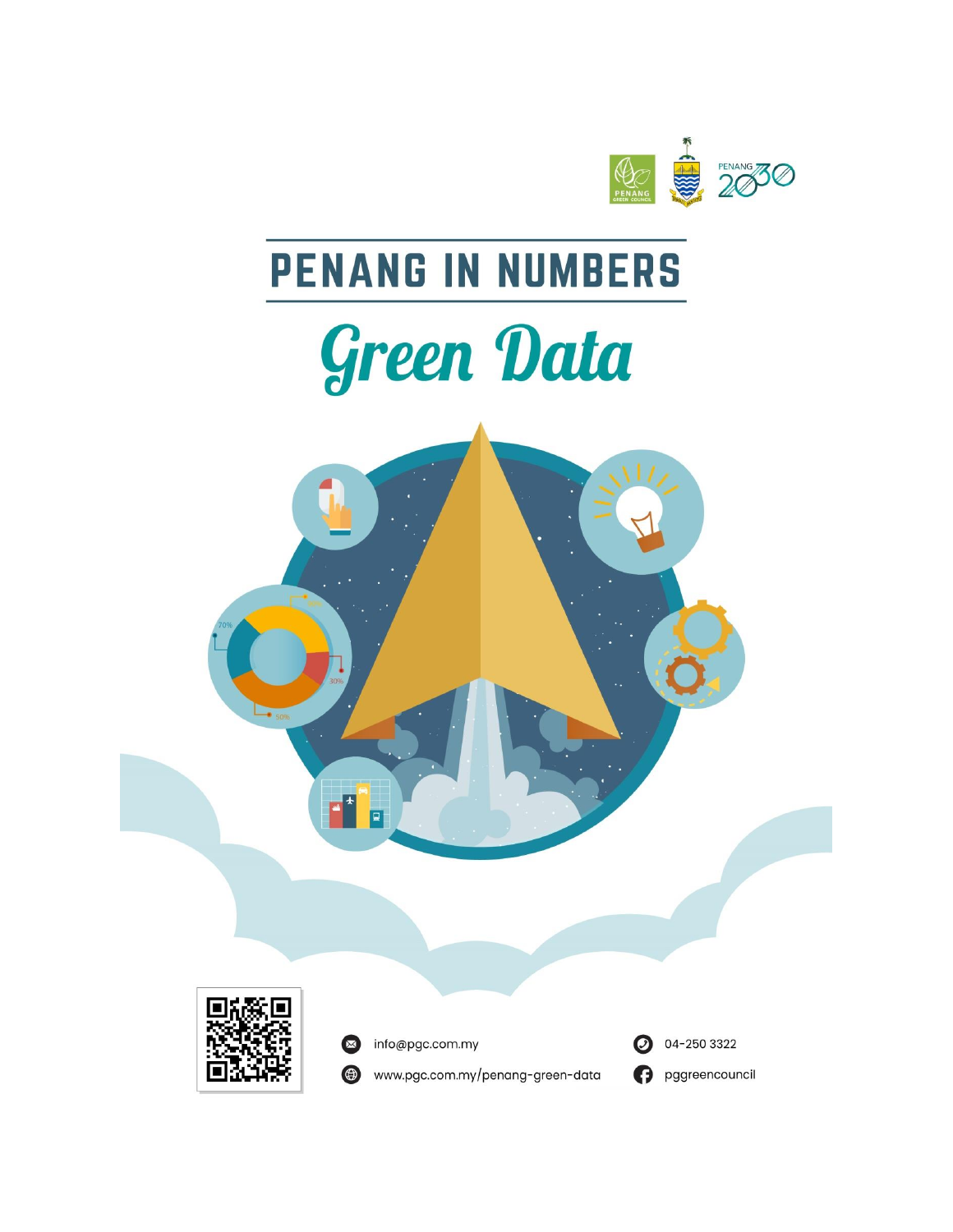# PENANG IN NUMBERS

## *Green Data*

info@pgc.com.my

www.pgc.com.my/penang-green-data

04-250 3322

pggreencouncil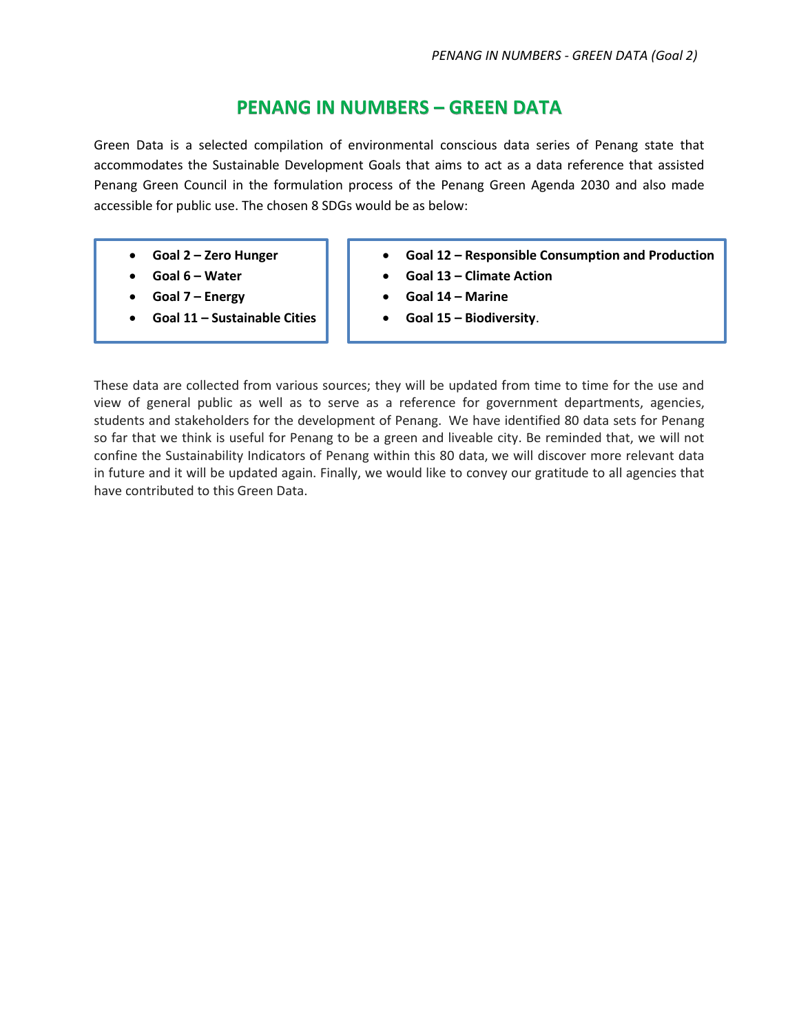# PENANG IN NUMBERS – GREEN DATA

Green Data is a selected compilation of environmental conscious data series of Penang state that accommodates the Sustainable Development Goals that aims to act as a data reference that assisted Penang Green Council in the formulation process of the Penang Green Agenda 2030 and also made accessible for public use. The chosen 8 SDGs would be as below:

- **Goal 2 – Zero Hunger**
- **Goal 6 – Water**
- **Goal 7 – Energy**
- **Goal 11 – Sustainable Cities**
- **Goal 12 – Responsible Consumption and Production**
- **Goal 13 – Climate Action**
- **Goal 14 – Marine**
- **Goal 15 – Biodiversity**.

These data are collected from various sources; they will be updated from time to time for the use and view of general public as well as to serve as a reference for government departments, agencies, students and stakeholders for the development of Penang. We have identified 80 data sets for Penang so far that we think is useful for Penang to be a green and liveable city. Be reminded that, we will not confine the Sustainability Indicators of Penang within this 80 data, we will discover more relevant data in future and it will be updated again. Finally, we would like to convey our gratitude to all agencies that have contributed to this Green Data.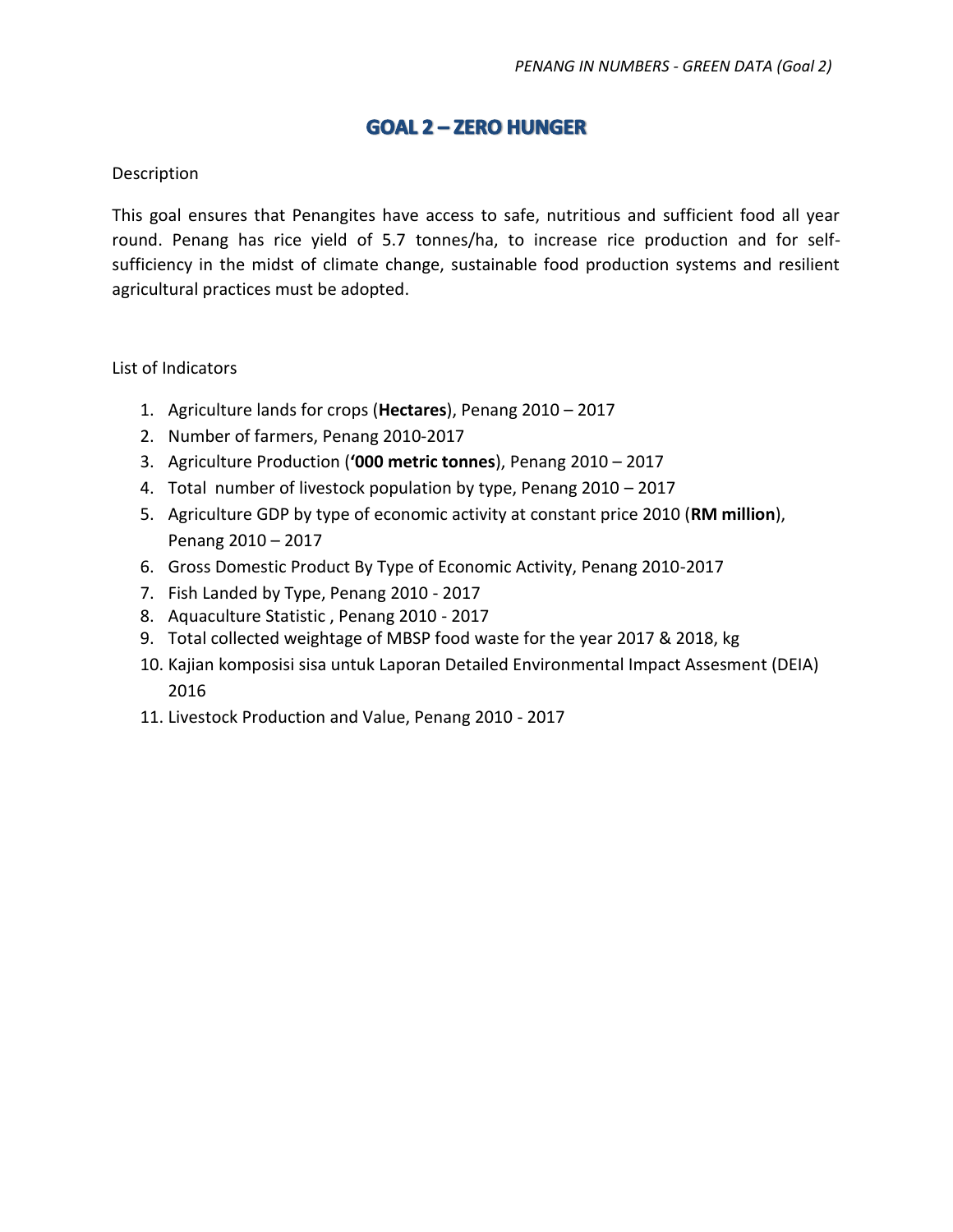# GOAL 2 – ZERO HUNGER

Description

This goal ensures that Penangites have access to safe, nutritious and sufficient food all year round. Penang has rice yield of 5.7 tonnes/ha, to increase rice production and for self-sufficiency in the midst of climate change, sustainable food production systems and resilient agricultural practices must be adopted.

List of Indicators

1. Agriculture lands for crops (**Hectares**), Penang 2010 – 2017
2. Number of farmers, Penang 2010-2017
3. Agriculture Production (**'000 metric tonnes**), Penang 2010 – 2017
4. Total number of livestock population by type, Penang 2010 – 2017
5. Agriculture GDP by type of economic activity at constant price 2010 (**RM million**), Penang 2010 – 2017
6. Gross Domestic Product By Type of Economic Activity, Penang 2010-2017
7. Fish Landed by Type, Penang 2010 - 2017
8. Aquaculture Statistic , Penang 2010 - 2017
9. Total collected weightage of MBSP food waste for the year 2017 & 2018, kg
10. Kajian komposisi sisa untuk Laporan Detailed Environmental Impact Assesment (DEIA) 2016
11. Livestock Production and Value, Penang 2010 - 2017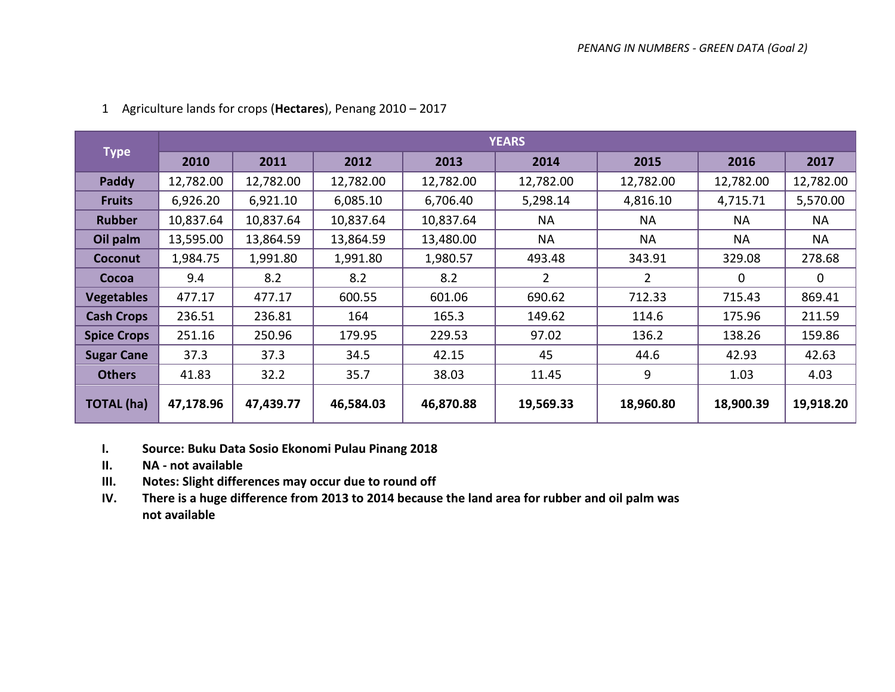1 Agriculture lands for crops (**Hectares**), Penang 2010 – 2017

| Type | YEARS | | | | | | | |
|---|---|---|---|---|---|---|---|---|
| | 2010 | 2011 | 2012 | 2013 | 2014 | 2015 | 2016 | 2017 |
| Paddy | 12,782.00 | 12,782.00 | 12,782.00 | 12,782.00 | 12,782.00 | 12,782.00 | 12,782.00 | 12,782.00 |
| Fruits | 6,926.20 | 6,921.10 | 6,085.10 | 6,706.40 | 5,298.14 | 4,816.10 | 4,715.71 | 5,570.00 |
| Rubber | 10,837.64 | 10,837.64 | 10,837.64 | 10,837.64 | NA | NA | NA | NA |
| Oil palm | 13,595.00 | 13,864.59 | 13,864.59 | 13,480.00 | NA | NA | NA | NA |
| Coconut | 1,984.75 | 1,991.80 | 1,991.80 | 1,980.57 | 493.48 | 343.91 | 329.08 | 278.68 |
| Cocoa | 9.4 | 8.2 | 8.2 | 8.2 | 2 | 2 | 0 | 0 |
| Vegetables | 477.17 | 477.17 | 600.55 | 601.06 | 690.62 | 712.33 | 715.43 | 869.41 |
| Cash Crops | 236.51 | 236.81 | 164 | 165.3 | 149.62 | 114.6 | 175.96 | 211.59 |
| Spice Crops | 251.16 | 250.96 | 179.95 | 229.53 | 97.02 | 136.2 | 138.26 | 159.86 |
| Sugar Cane | 37.3 | 37.3 | 34.5 | 42.15 | 45 | 44.6 | 42.93 | 42.63 |
| Others | 41.83 | 32.2 | 35.7 | 38.03 | 11.45 | 9 | 1.03 | 4.03 |
| **TOTAL (ha)** | **47,178.96** | **47,439.77** | **46,584.03** | **46,870.88** | **19,569.33** | **18,960.80** | **18,900.39** | **19,918.20** |

I. **Source: Buku Data Sosio Ekonomi Pulau Pinang 2018**
II. **NA - not available**
III. **Notes: Slight differences may occur due to round off**
IV. **There is a huge difference from 2013 to 2014 because the land area for rubber and oil palm was not available**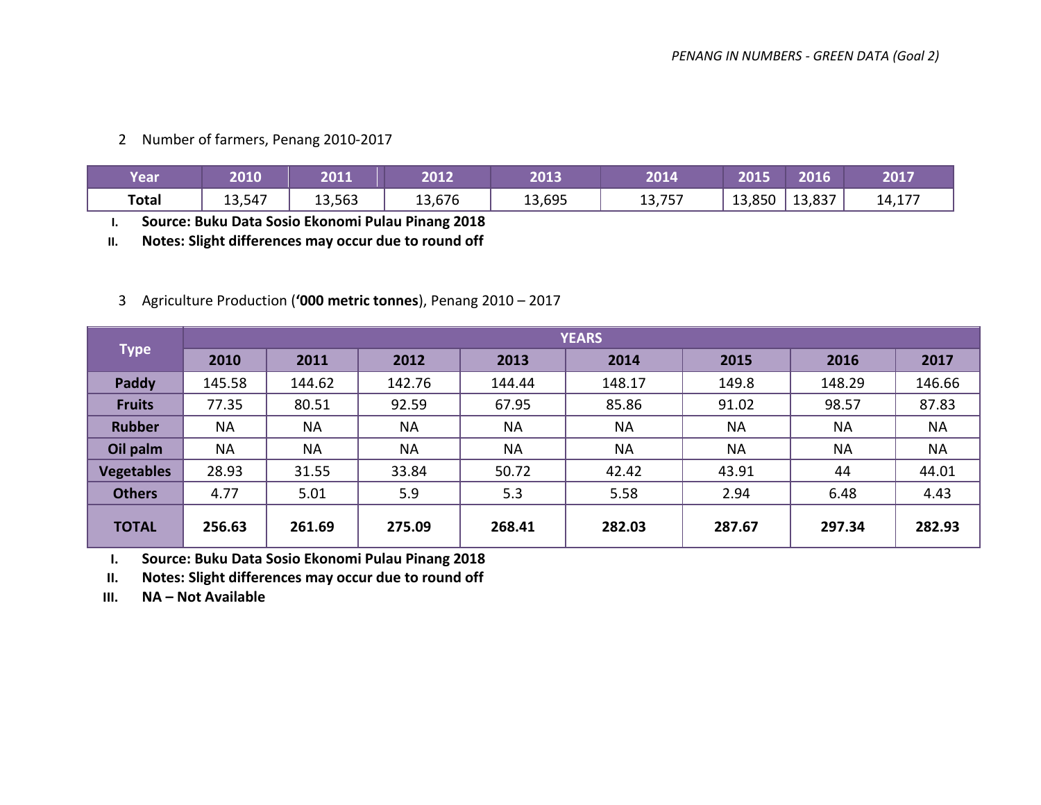2 Number of farmers, Penang 2010-2017

| Year | 2010 | 2011 | 2012 | 2013 | 2014 | 2015 | 2016 | 2017 |
|---|---|---|---|---|---|---|---|---|
| Total | 13,547 | 13,563 | 13,676 | 13,695 | 13,757 | 13,850 | 13,837 | 14,177 |

I. **Source: Buku Data Sosio Ekonomi Pulau Pinang 2018**
II. **Notes: Slight differences may occur due to round off**

3 Agriculture Production (**'000 metric tonnes**), Penang 2010 – 2017

| Type | YEARS | | | | | | | |
|---|---|---|---|---|---|---|---|---|
| | 2010 | 2011 | 2012 | 2013 | 2014 | 2015 | 2016 | 2017 |
| **Paddy** | 145.58 | 144.62 | 142.76 | 144.44 | 148.17 | 149.8 | 148.29 | 146.66 |
| **Fruits** | 77.35 | 80.51 | 92.59 | 67.95 | 85.86 | 91.02 | 98.57 | 87.83 |
| **Rubber** | NA | NA | NA | NA | NA | NA | NA | NA |
| **Oil palm** | NA | NA | NA | NA | NA | NA | NA | NA |
| **Vegetables** | 28.93 | 31.55 | 33.84 | 50.72 | 42.42 | 43.91 | 44 | 44.01 |
| **Others** | 4.77 | 5.01 | 5.9 | 5.3 | 5.58 | 2.94 | 6.48 | 4.43 |
| **TOTAL** | **256.63** | **261.69** | **275.09** | **268.41** | **282.03** | **287.67** | **297.34** | **282.93** |

I. **Source: Buku Data Sosio Ekonomi Pulau Pinang 2018**
II. **Notes: Slight differences may occur due to round off**
III. **NA – Not Available**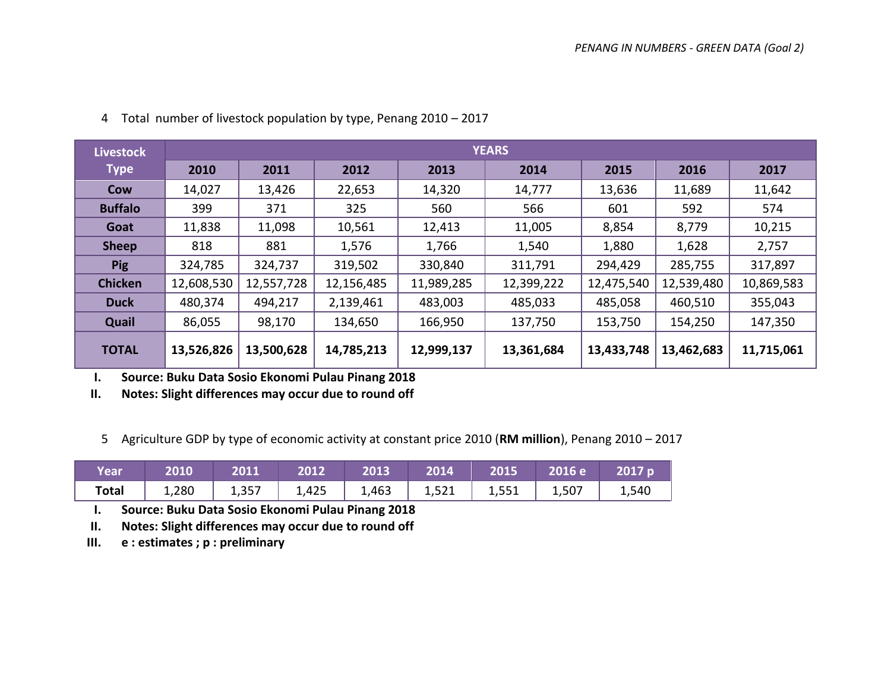4 Total number of livestock population by type, Penang 2010 – 2017

| Livestock Type | YEARS | | | | | | | |
|---|---|---|---|---|---|---|---|---|
| | 2010 | 2011 | 2012 | 2013 | 2014 | 2015 | 2016 | 2017 |
| Cow | 14,027 | 13,426 | 22,653 | 14,320 | 14,777 | 13,636 | 11,689 | 11,642 |
| Buffalo | 399 | 371 | 325 | 560 | 566 | 601 | 592 | 574 |
| Goat | 11,838 | 11,098 | 10,561 | 12,413 | 11,005 | 8,854 | 8,779 | 10,215 |
| Sheep | 818 | 881 | 1,576 | 1,766 | 1,540 | 1,880 | 1,628 | 2,757 |
| Pig | 324,785 | 324,737 | 319,502 | 330,840 | 311,791 | 294,429 | 285,755 | 317,897 |
| Chicken | 12,608,530 | 12,557,728 | 12,156,485 | 11,989,285 | 12,399,222 | 12,475,540 | 12,539,480 | 10,869,583 |
| Duck | 480,374 | 494,217 | 2,139,461 | 483,003 | 485,033 | 485,058 | 460,510 | 355,043 |
| Quail | 86,055 | 98,170 | 134,650 | 166,950 | 137,750 | 153,750 | 154,250 | 147,350 |
| **TOTAL** | **13,526,826** | **13,500,628** | **14,785,213** | **12,999,137** | **13,361,684** | **13,433,748** | **13,462,683** | **11,715,061** |

I. **Source: Buku Data Sosio Ekonomi Pulau Pinang 2018**
II. **Notes: Slight differences may occur due to round off**

5 Agriculture GDP by type of economic activity at constant price 2010 (**RM million**), Penang 2010 – 2017

| Year | 2010 | 2011 | 2012 | 2013 | 2014 | 2015 | 2016 e | 2017 p |
|---|---|---|---|---|---|---|---|---|
| Total | 1,280 | 1,357 | 1,425 | 1,463 | 1,521 | 1,551 | 1,507 | 1,540 |

I. **Source: Buku Data Sosio Ekonomi Pulau Pinang 2018**
II. **Notes: Slight differences may occur due to round off**
III. **e : estimates ; p : preliminary**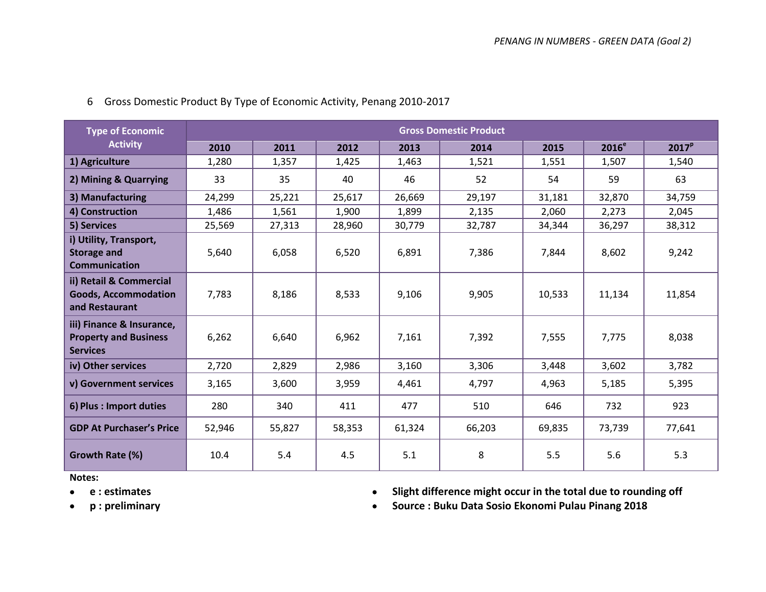6 Gross Domestic Product By Type of Economic Activity, Penang 2010-2017

| Type of Economic Activity | Gross Domestic Product | | | | | | | |
|---|---|---|---|---|---|---|---|---|
| | 2010 | 2011 | 2012 | 2013 | 2014 | 2015 | 2016[e] | 2017[p] |
| 1) Agriculture | 1,280 | 1,357 | 1,425 | 1,463 | 1,521 | 1,551 | 1,507 | 1,540 |
| 2) Mining & Quarrying | 33 | 35 | 40 | 46 | 52 | 54 | 59 | 63 |
| 3) Manufacturing | 24,299 | 25,221 | 25,617 | 26,669 | 29,197 | 31,181 | 32,870 | 34,759 |
| 4) Construction | 1,486 | 1,561 | 1,900 | 1,899 | 2,135 | 2,060 | 2,273 | 2,045 |
| 5) Services | 25,569 | 27,313 | 28,960 | 30,779 | 32,787 | 34,344 | 36,297 | 38,312 |
| i) Utility, Transport, Storage and Communication | 5,640 | 6,058 | 6,520 | 6,891 | 7,386 | 7,844 | 8,602 | 9,242 |
| ii) Retail & Commercial Goods, Accommodation and Restaurant | 7,783 | 8,186 | 8,533 | 9,106 | 9,905 | 10,533 | 11,134 | 11,854 |
| iii) Finance & Insurance, Property and Business Services | 6,262 | 6,640 | 6,962 | 7,161 | 7,392 | 7,555 | 7,775 | 8,038 |
| iv) Other services | 2,720 | 2,829 | 2,986 | 3,160 | 3,306 | 3,448 | 3,602 | 3,782 |
| v) Government services | 3,165 | 3,600 | 3,959 | 4,461 | 4,797 | 4,963 | 5,185 | 5,395 |
| 6) Plus : Import duties | 280 | 340 | 411 | 477 | 510 | 646 | 732 | 923 |
| GDP At Purchaser's Price | 52,946 | 55,827 | 58,353 | 61,324 | 66,203 | 69,835 | 73,739 | 77,641 |
| Growth Rate (%) | 10.4 | 5.4 | 4.5 | 5.1 | 8 | 5.5 | 5.6 | 5.3 |

**Notes:**

- **e : estimates**
- **p : preliminary**
- **Slight difference might occur in the total due to rounding off**
- **Source : Buku Data Sosio Ekonomi Pulau Pinang 2018**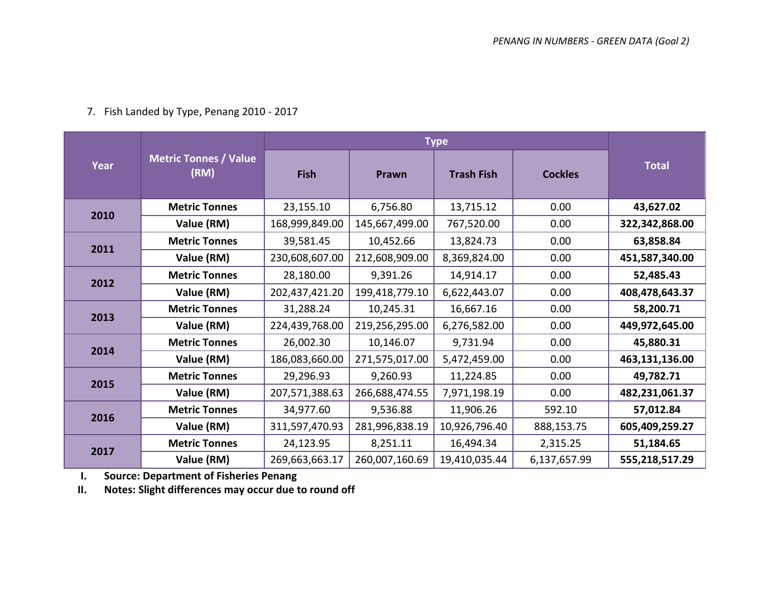7. Fish Landed by Type, Penang 2010 - 2017

| Year | Metric Tonnes / Value (RM) | Type | | | | Total |
|---|---|---|---|---|---|---|
| | | Fish | Prawn | Trash Fish | Cockles | |
| 2010 | **Metric Tonnes** | 23,155.10 | 6,756.80 | 13,715.12 | 0.00 | **43,627.02** |
| | **Value (RM)** | 168,999,849.00 | 145,667,499.00 | 767,520.00 | 0.00 | **322,342,868.00** |
| 2011 | **Metric Tonnes** | 39,581.45 | 10,452.66 | 13,824.73 | 0.00 | **63,858.84** |
| | **Value (RM)** | 230,608,607.00 | 212,608,909.00 | 8,369,824.00 | 0.00 | **451,587,340.00** |
| 2012 | **Metric Tonnes** | 28,180.00 | 9,391.26 | 14,914.17 | 0.00 | **52,485.43** |
| | **Value (RM)** | 202,437,421.20 | 199,418,779.10 | 6,622,443.07 | 0.00 | **408,478,643.37** |
| 2013 | **Metric Tonnes** | 31,288.24 | 10,245.31 | 16,667.16 | 0.00 | **58,200.71** |
| | **Value (RM)** | 224,439,768.00 | 219,256,295.00 | 6,276,582.00 | 0.00 | **449,972,645.00** |
| 2014 | **Metric Tonnes** | 26,002.30 | 10,146.07 | 9,731.94 | 0.00 | **45,880.31** |
| | **Value (RM)** | 186,083,660.00 | 271,575,017.00 | 5,472,459.00 | 0.00 | **463,131,136.00** |
| 2015 | **Metric Tonnes** | 29,296.93 | 9,260.93 | 11,224.85 | 0.00 | **49,782.71** |
| | **Value (RM)** | 207,571,388.63 | 266,688,474.55 | 7,971,198.19 | 0.00 | **482,231,061.37** |
| 2016 | **Metric Tonnes** | 34,977.60 | 9,536.88 | 11,906.26 | 592.10 | **57,012.84** |
| | **Value (RM)** | 311,597,470.93 | 281,996,838.19 | 10,926,796.40 | 888,153.75 | **605,409,259.27** |
| 2017 | **Metric Tonnes** | 24,123.95 | 8,251.11 | 16,494.34 | 2,315.25 | **51,184.65** |
| | **Value (RM)** | 269,663,663.17 | 260,007,160.69 | 19,410,035.44 | 6,137,657.99 | **555,218,517.29** |

I. **Source: Department of Fisheries Penang**

II. **Notes: Slight differences may occur due to round off**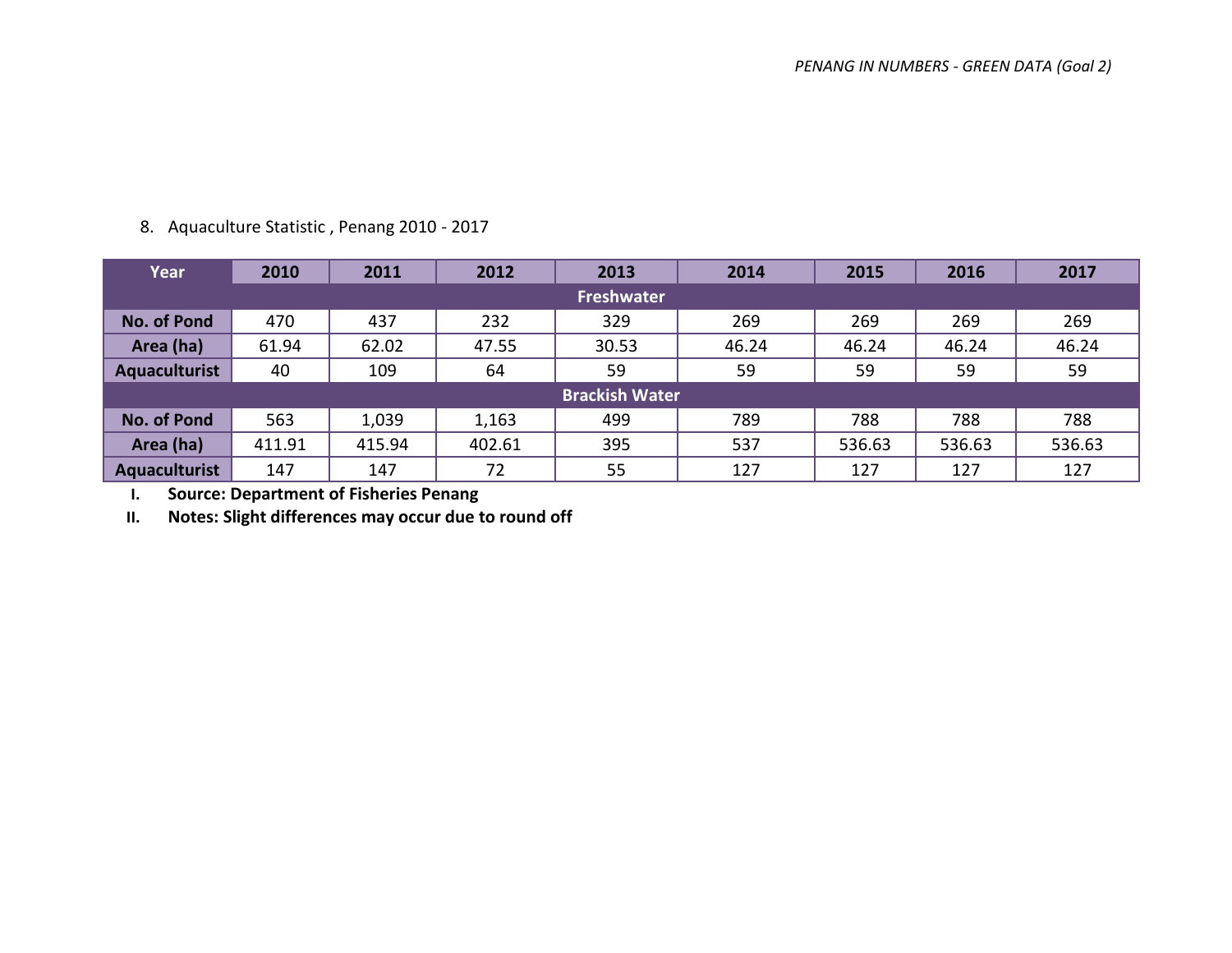8. Aquaculture Statistic , Penang 2010 - 2017

| Year | 2010 | 2011 | 2012 | 2013 | 2014 | 2015 | 2016 | 2017 |
|---|---|---|---|---|---|---|---|---|
| **Freshwater** | | | | | | | | |
| No. of Pond | 470 | 437 | 232 | 329 | 269 | 269 | 269 | 269 |
| Area (ha) | 61.94 | 62.02 | 47.55 | 30.53 | 46.24 | 46.24 | 46.24 | 46.24 |
| Aquaculturist | 40 | 109 | 64 | 59 | 59 | 59 | 59 | 59 |
| **Brackish Water** | | | | | | | | |
| No. of Pond | 563 | 1,039 | 1,163 | 499 | 789 | 788 | 788 | 788 |
| Area (ha) | 411.91 | 415.94 | 402.61 | 395 | 537 | 536.63 | 536.63 | 536.63 |
| Aquaculturist | 147 | 147 | 72 | 55 | 127 | 127 | 127 | 127 |

I. **Source: Department of Fisheries Penang**

II. **Notes: Slight differences may occur due to round off**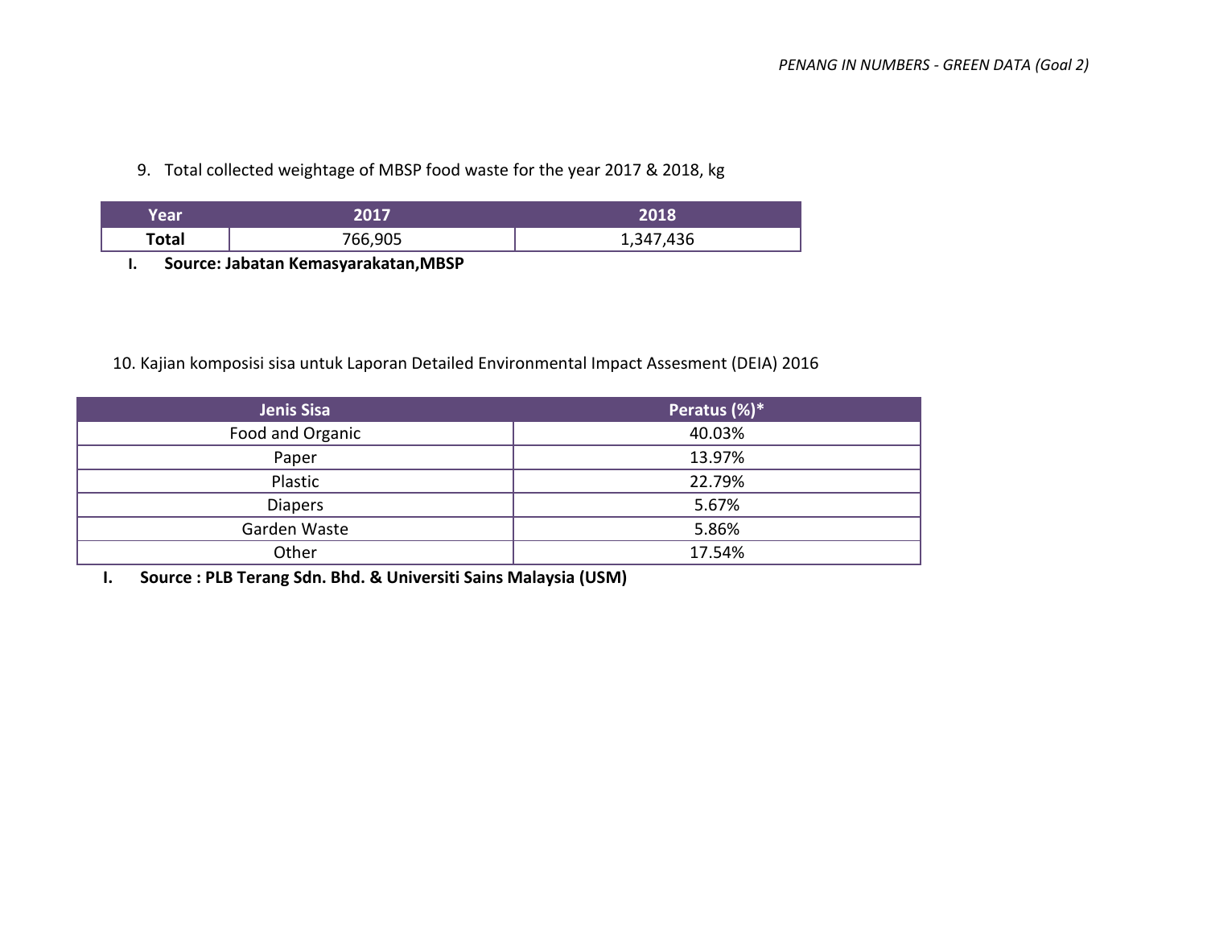9. Total collected weightage of MBSP food waste for the year 2017 & 2018, kg

| Year | 2017 | 2018 |
| --- | --- | --- |
| **Total** | 766,905 | 1,347,436 |

I. **Source: Jabatan Kemasyarakatan,MBSP**

10. Kajian komposisi sisa untuk Laporan Detailed Environmental Impact Assesment (DEIA) 2016

| Jenis Sisa | Peratus (%)* |
| --- | --- |
| Food and Organic | 40.03% |
| Paper | 13.97% |
| Plastic | 22.79% |
| Diapers | 5.67% |
| Garden Waste | 5.86% |
| Other | 17.54% |

I. **Source : PLB Terang Sdn. Bhd. & Universiti Sains Malaysia (USM)**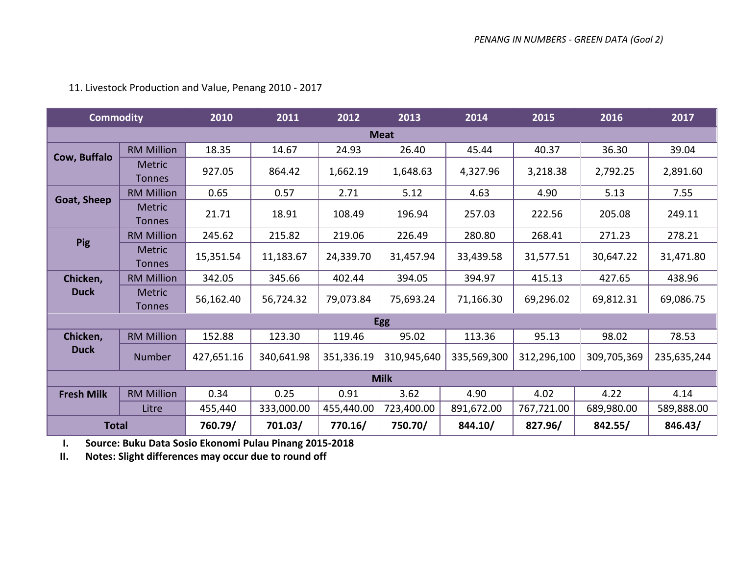11. Livestock Production and Value, Penang 2010 - 2017

| Commodity | | 2010 | 2011 | 2012 | 2013 | 2014 | 2015 | 2016 | 2017 |
|---|---|---|---|---|---|---|---|---|---|
| **Meat** | | | | | | | | | |
| **Cow, Buffalo** | RM Million | 18.35 | 14.67 | 24.93 | 26.40 | 45.44 | 40.37 | 36.30 | 39.04 |
| | Metric Tonnes | 927.05 | 864.42 | 1,662.19 | 1,648.63 | 4,327.96 | 3,218.38 | 2,792.25 | 2,891.60 |
| **Goat, Sheep** | RM Million | 0.65 | 0.57 | 2.71 | 5.12 | 4.63 | 4.90 | 5.13 | 7.55 |
| | Metric Tonnes | 21.71 | 18.91 | 108.49 | 196.94 | 257.03 | 222.56 | 205.08 | 249.11 |
| **Pig** | RM Million | 245.62 | 215.82 | 219.06 | 226.49 | 280.80 | 268.41 | 271.23 | 278.21 |
| | Metric Tonnes | 15,351.54 | 11,183.67 | 24,339.70 | 31,457.94 | 33,439.58 | 31,577.51 | 30,647.22 | 31,471.80 |
| **Chicken, Duck** | RM Million | 342.05 | 345.66 | 402.44 | 394.05 | 394.97 | 415.13 | 427.65 | 438.96 |
| | Metric Tonnes | 56,162.40 | 56,724.32 | 79,073.84 | 75,693.24 | 71,166.30 | 69,296.02 | 69,812.31 | 69,086.75 |
| **Egg** | | | | | | | | | |
| **Chicken, Duck** | RM Million | 152.88 | 123.30 | 119.46 | 95.02 | 113.36 | 95.13 | 98.02 | 78.53 |
| | Number | 427,651.16 | 340,641.98 | 351,336.19 | 310,945,640 | 335,569,300 | 312,296,100 | 309,705,369 | 235,635,244 |
| **Milk** | | | | | | | | | |
| **Fresh Milk** | RM Million | 0.34 | 0.25 | 0.91 | 3.62 | 4.90 | 4.02 | 4.22 | 4.14 |
| | Litre | 455,440 | 333,000.00 | 455,440.00 | 723,400.00 | 891,672.00 | 767,721.00 | 689,980.00 | 589,888.00 |
| **Total** | | **760.79/** | **701.03/** | **770.16/** | **750.70/** | **844.10/** | **827.96/** | **842.55/** | **846.43/** |

I. **Source: Buku Data Sosio Ekonomi Pulau Pinang 2015-2018**

II. **Notes: Slight differences may occur due to round off**